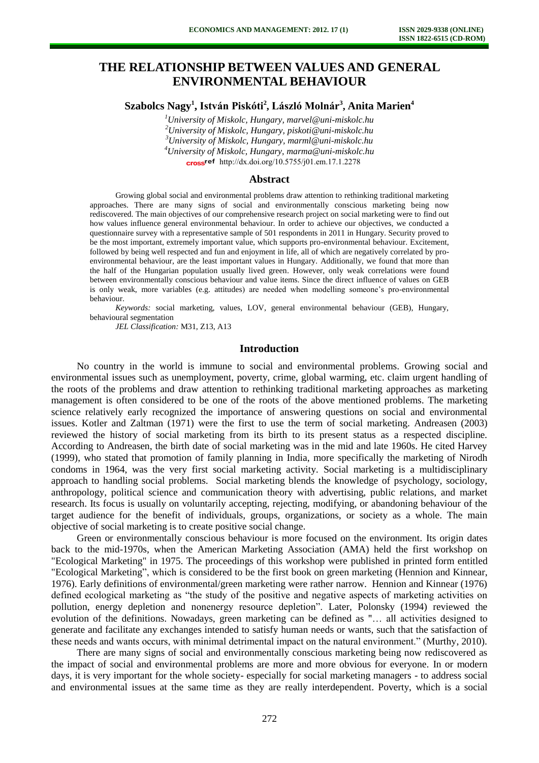# THE RELATIONSHIP BETWEEN VALUES AND GENERAL ENVIRONMENTAL BEHAVIOUR

**Szabolcs Nagy[1], István Piskóti[2], László Molnár[3], Anita Marien[4]**

*[1]University of Miskolc, Hungary, marvel@uni-miskolc.hu*
*[2]University of Miskolc, Hungary, piskoti@uni-miskolc.hu*
*[3]University of Miskolc, Hungary, marml@uni-miskolc.hu*
*[4]University of Miskolc, Hungary, marma@uni-miskolc.hu*
http://dx.doi.org/10.5755/j01.em.17.1.2278

## Abstract

Growing global social and environmental problems draw attention to rethinking traditional marketing approaches. There are many signs of social and environmentally conscious marketing being now rediscovered. The main objectives of our comprehensive research project on social marketing were to find out how values influence general environmental behaviour. In order to achieve our objectives, we conducted a questionnaire survey with a representative sample of 501 respondents in 2011 in Hungary. Security proved to be the most important, extremely important value, which supports pro-environmental behaviour. Excitement, followed by being well respected and fun and enjoyment in life, all of which are negatively correlated by pro-environmental behaviour, are the least important values in Hungary. Additionally, we found that more than the half of the Hungarian population usually lived green. However, only weak correlations were found between environmentally conscious behaviour and value items. Since the direct influence of values on GEB is only weak, more variables (e.g. attitudes) are needed when modelling someone's pro-environmental behaviour.

*Keywords:* social marketing, values, LOV, general environmental behaviour (GEB), Hungary, behavioural segmentation

*JEL Classification:* M31, Z13, A13

## Introduction

No country in the world is immune to social and environmental problems. Growing social and environmental issues such as unemployment, poverty, crime, global warming, etc. claim urgent handling of the roots of the problems and draw attention to rethinking traditional marketing approaches as marketing management is often considered to be one of the roots of the above mentioned problems. The marketing science relatively early recognized the importance of answering questions on social and environmental issues. Kotler and Zaltman (1971) were the first to use the term of social marketing. Andreasen (2003) reviewed the history of social marketing from its birth to its present status as a respected discipline. According to Andreasen, the birth date of social marketing was in the mid and late 1960s. He cited Harvey (1999), who stated that promotion of family planning in India, more specifically the marketing of Nirodh condoms in 1964, was the very first social marketing activity. Social marketing is a multidisciplinary approach to handling social problems. Social marketing blends the knowledge of psychology, sociology, anthropology, political science and communication theory with advertising, public relations, and market research. Its focus is usually on voluntarily accepting, rejecting, modifying, or abandoning behaviour of the target audience for the benefit of individuals, groups, organizations, or society as a whole. The main objective of social marketing is to create positive social change.

Green or environmentally conscious behaviour is more focused on the environment. Its origin dates back to the mid-1970s, when the American Marketing Association (AMA) held the first workshop on "Ecological Marketing" in 1975. The proceedings of this workshop were published in printed form entitled "Ecological Marketing", which is considered to be the first book on green marketing (Hennion and Kinnear, 1976). Early definitions of environmental/green marketing were rather narrow. Hennion and Kinnear (1976) defined ecological marketing as "the study of the positive and negative aspects of marketing activities on pollution, energy depletion and nonenergy resource depletion". Later, Polonsky (1994) reviewed the evolution of the definitions. Nowadays, green marketing can be defined as "… all activities designed to generate and facilitate any exchanges intended to satisfy human needs or wants, such that the satisfaction of these needs and wants occurs, with minimal detrimental impact on the natural environment." (Murthy, 2010).

There are many signs of social and environmentally conscious marketing being now rediscovered as the impact of social and environmental problems are more and more obvious for everyone. In or modern days, it is very important for the whole society- especially for social marketing managers - to address social and environmental issues at the same time as they are really interdependent. Poverty, which is a social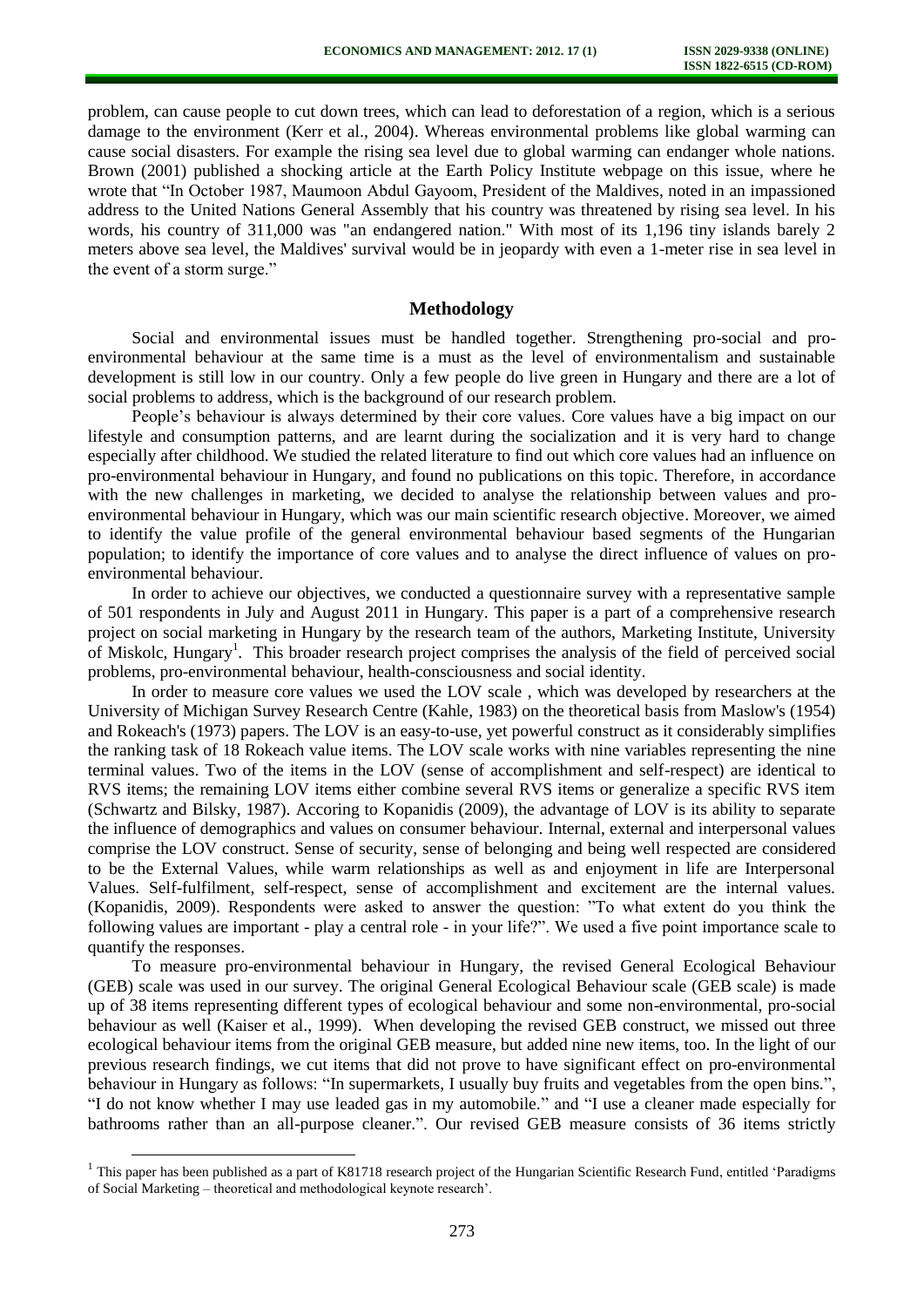problem, can cause people to cut down trees, which can lead to deforestation of a region, which is a serious damage to the environment (Kerr et al., 2004). Whereas environmental problems like global warming can cause social disasters. For example the rising sea level due to global warming can endanger whole nations. Brown (2001) published a shocking article at the Earth Policy Institute webpage on this issue, where he wrote that "In October 1987, Maumoon Abdul Gayoom, President of the Maldives, noted in an impassioned address to the United Nations General Assembly that his country was threatened by rising sea level. In his words, his country of 311,000 was "an endangered nation." With most of its 1,196 tiny islands barely 2 meters above sea level, the Maldives' survival would be in jeopardy with even a 1-meter rise in sea level in the event of a storm surge."

## Methodology

Social and environmental issues must be handled together. Strengthening pro-social and pro-environmental behaviour at the same time is a must as the level of environmentalism and sustainable development is still low in our country. Only a few people do live green in Hungary and there are a lot of social problems to address, which is the background of our research problem.

People's behaviour is always determined by their core values. Core values have a big impact on our lifestyle and consumption patterns, and are learnt during the socialization and it is very hard to change especially after childhood. We studied the related literature to find out which core values had an influence on pro-environmental behaviour in Hungary, and found no publications on this topic. Therefore, in accordance with the new challenges in marketing, we decided to analyse the relationship between values and pro-environmental behaviour in Hungary, which was our main scientific research objective. Moreover, we aimed to identify the value profile of the general environmental behaviour based segments of the Hungarian population; to identify the importance of core values and to analyse the direct influence of values on pro-environmental behaviour.

In order to achieve our objectives, we conducted a questionnaire survey with a representative sample of 501 respondents in July and August 2011 in Hungary. This paper is a part of a comprehensive research project on social marketing in Hungary by the research team of the authors, Marketing Institute, University of Miskolc, Hungary[1]. This broader research project comprises the analysis of the field of perceived social problems, pro-environmental behaviour, health-consciousness and social identity.

In order to measure core values we used the LOV scale , which was developed by researchers at the University of Michigan Survey Research Centre (Kahle, 1983) on the theoretical basis from Maslow's (1954) and Rokeach's (1973) papers. The LOV is an easy-to-use, yet powerful construct as it considerably simplifies the ranking task of 18 Rokeach value items. The LOV scale works with nine variables representing the nine terminal values. Two of the items in the LOV (sense of accomplishment and self-respect) are identical to RVS items; the remaining LOV items either combine several RVS items or generalize a specific RVS item (Schwartz and Bilsky, 1987). Accoring to Kopanidis (2009), the advantage of LOV is its ability to separate the influence of demographics and values on consumer behaviour. Internal, external and interpersonal values comprise the LOV construct. Sense of security, sense of belonging and being well respected are considered to be the External Values, while warm relationships as well as and enjoyment in life are Interpersonal Values. Self-fulfilment, self-respect, sense of accomplishment and excitement are the internal values. (Kopanidis, 2009). Respondents were asked to answer the question: "To what extent do you think the following values are important - play a central role - in your life?". We used a five point importance scale to quantify the responses.

To measure pro-environmental behaviour in Hungary, the revised General Ecological Behaviour (GEB) scale was used in our survey. The original General Ecological Behaviour scale (GEB scale) is made up of 38 items representing different types of ecological behaviour and some non-environmental, pro-social behaviour as well (Kaiser et al., 1999). When developing the revised GEB construct, we missed out three ecological behaviour items from the original GEB measure, but added nine new items, too. In the light of our previous research findings, we cut items that did not prove to have significant effect on pro-environmental behaviour in Hungary as follows: "In supermarkets, I usually buy fruits and vegetables from the open bins.", "I do not know whether I may use leaded gas in my automobile." and "I use a cleaner made especially for bathrooms rather than an all-purpose cleaner.". Our revised GEB measure consists of 36 items strictly

[1] This paper has been published as a part of K81718 research project of the Hungarian Scientific Research Fund, entitled 'Paradigms of Social Marketing – theoretical and methodological keynote research'.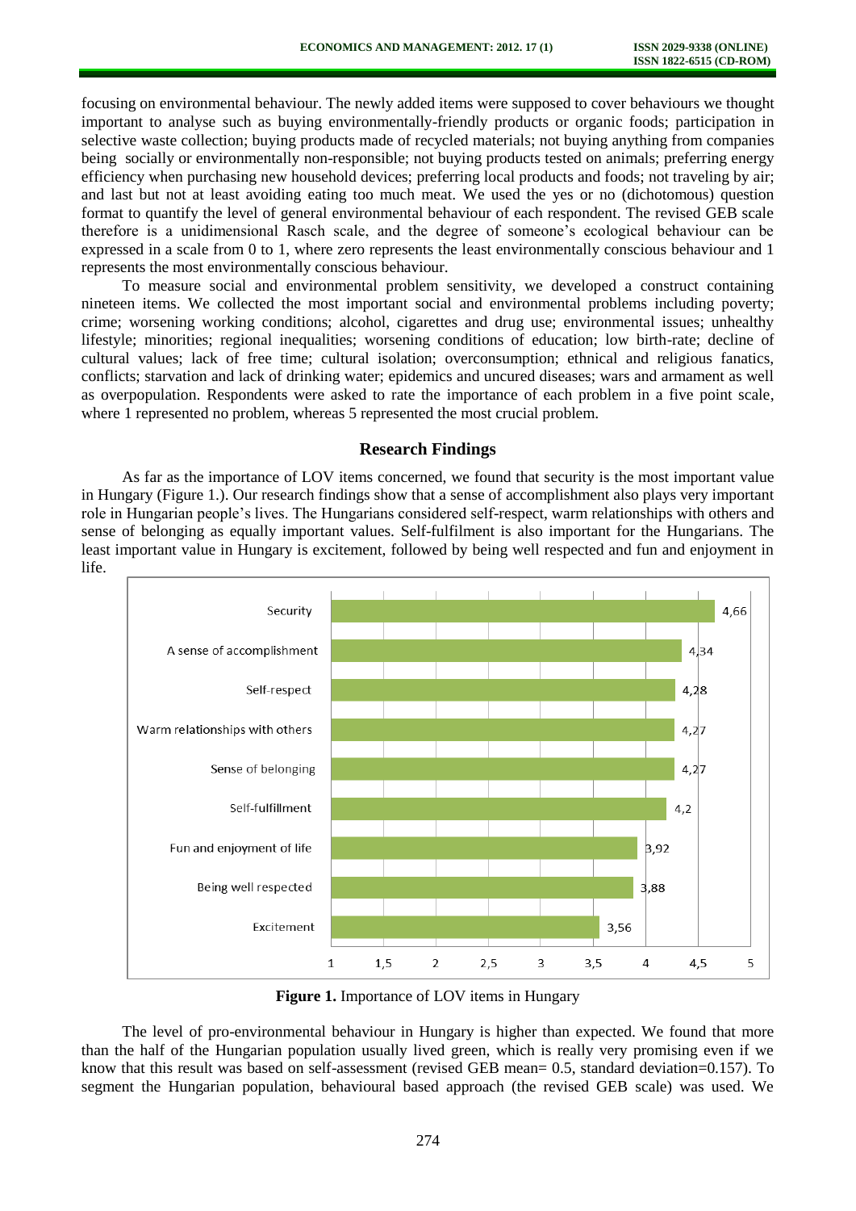focusing on environmental behaviour. The newly added items were supposed to cover behaviours we thought important to analyse such as buying environmentally-friendly products or organic foods; participation in selective waste collection; buying products made of recycled materials; not buying anything from companies being socially or environmentally non-responsible; not buying products tested on animals; preferring energy efficiency when purchasing new household devices; preferring local products and foods; not traveling by air; and last but not at least avoiding eating too much meat. We used the yes or no (dichotomous) question format to quantify the level of general environmental behaviour of each respondent. The revised GEB scale therefore is a unidimensional Rasch scale, and the degree of someone's ecological behaviour can be expressed in a scale from 0 to 1, where zero represents the least environmentally conscious behaviour and 1 represents the most environmentally conscious behaviour.

To measure social and environmental problem sensitivity, we developed a construct containing nineteen items. We collected the most important social and environmental problems including poverty; crime; worsening working conditions; alcohol, cigarettes and drug use; environmental issues; unhealthy lifestyle; minorities; regional inequalities; worsening conditions of education; low birth-rate; decline of cultural values; lack of free time; cultural isolation; overconsumption; ethnical and religious fanatics, conflicts; starvation and lack of drinking water; epidemics and uncured diseases; wars and armament as well as overpopulation. Respondents were asked to rate the importance of each problem in a five point scale, where 1 represented no problem, whereas 5 represented the most crucial problem.

## Research Findings

As far as the importance of LOV items concerned, we found that security is the most important value in Hungary (Figure 1.). Our research findings show that a sense of accomplishment also plays very important role in Hungarian people's lives. The Hungarians considered self-respect, warm relationships with others and sense of belonging as equally important values. Self-fulfilment is also important for the Hungarians. The least important value in Hungary is excitement, followed by being well respected and fun and enjoyment in life.

| LOV item | Mean |
| --- | --- |
| Security | 4,66 |
| A sense of accomplishment | 4,34 |
| Self-respect | 4,28 |
| Warm relationships with others | 4,27 |
| Sense of belonging | 4,27 |
| Self-fulfillment | 4,2 |
| Fun and enjoyment of life | 3,92 |
| Being well respected | 3,88 |
| Excitement | 3,56 |

**Figure 1.** Importance of LOV items in Hungary

The level of pro-environmental behaviour in Hungary is higher than expected. We found that more than the half of the Hungarian population usually lived green, which is really very promising even if we know that this result was based on self-assessment (revised GEB mean= 0.5, standard deviation=0.157). To segment the Hungarian population, behavioural based approach (the revised GEB scale) was used. We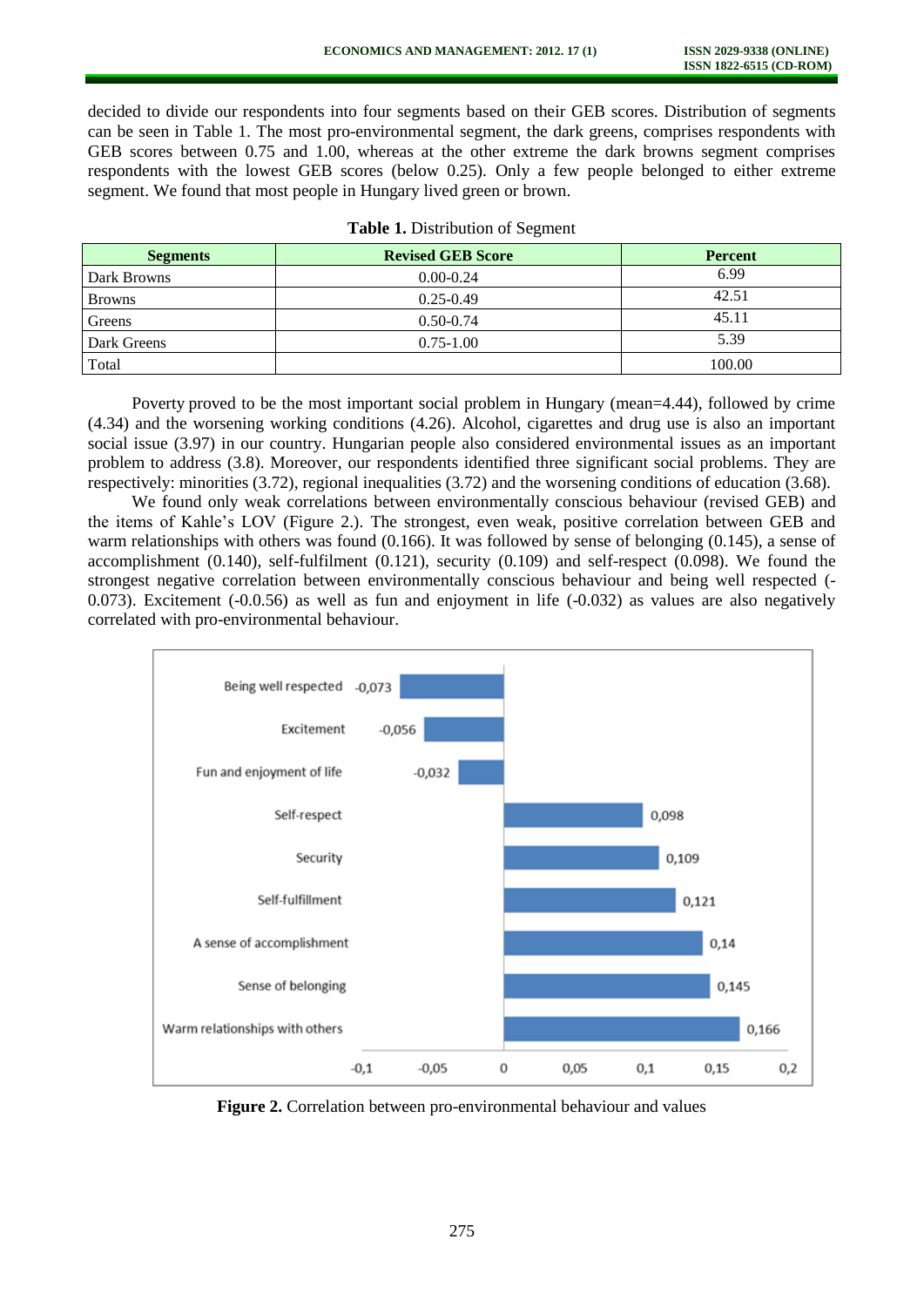decided to divide our respondents into four segments based on their GEB scores. Distribution of segments can be seen in Table 1. The most pro-environmental segment, the dark greens, comprises respondents with GEB scores between 0.75 and 1.00, whereas at the other extreme the dark browns segment comprises respondents with the lowest GEB scores (below 0.25). Only a few people belonged to either extreme segment. We found that most people in Hungary lived green or brown.

**Table 1.** Distribution of Segment

| Segments | Revised GEB Score | Percent |
|---|---|---|
| Dark Browns | 0.00-0.24 | 6.99 |
| Browns | 0.25-0.49 | 42.51 |
| Greens | 0.50-0.74 | 45.11 |
| Dark Greens | 0.75-1.00 | 5.39 |
| Total | | 100.00 |

Poverty proved to be the most important social problem in Hungary (mean=4.44), followed by crime (4.34) and the worsening working conditions (4.26). Alcohol, cigarettes and drug use is also an important social issue (3.97) in our country. Hungarian people also considered environmental issues as an important problem to address (3.8). Moreover, our respondents identified three significant social problems. They are respectively: minorities (3.72), regional inequalities (3.72) and the worsening conditions of education (3.68).

We found only weak correlations between environmentally conscious behaviour (revised GEB) and the items of Kahle's LOV (Figure 2.). The strongest, even weak, positive correlation between GEB and warm relationships with others was found (0.166). It was followed by sense of belonging (0.145), a sense of accomplishment (0.140), self-fulfilment (0.121), security (0.109) and self-respect (0.098). We found the strongest negative correlation between environmentally conscious behaviour and being well respected (-0.073). Excitement (-0.0.56) as well as fun and enjoyment in life (-0.032) as values are also negatively correlated with pro-environmental behaviour.

| Value | Correlation |
|---|---|
| Being well respected | -0,073 |
| Excitement | -0,056 |
| Fun and enjoyment of life | -0,032 |
| Self-respect | 0,098 |
| Security | 0,109 |
| Self-fulfillment | 0,121 |
| A sense of accomplishment | 0,14 |
| Sense of belonging | 0,145 |
| Warm relationships with others | 0,166 |

**Figure 2.** Correlation between pro-environmental behaviour and values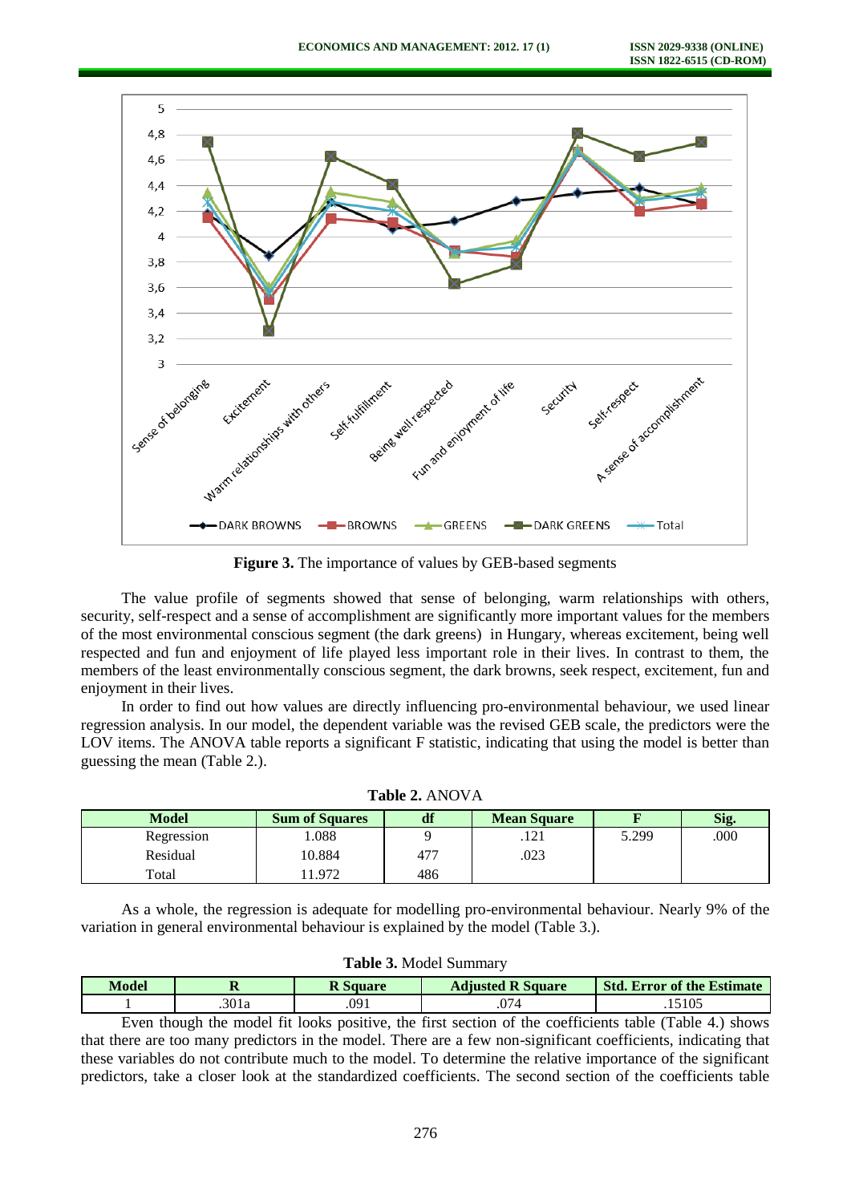**Figure 3.** The importance of values by GEB-based segments

The value profile of segments showed that sense of belonging, warm relationships with others, security, self-respect and a sense of accomplishment are significantly more important values for the members of the most environmental conscious segment (the dark greens) in Hungary, whereas excitement, being well respected and fun and enjoyment of life played less important role in their lives. In contrast to them, the members of the least environmentally conscious segment, the dark browns, seek respect, excitement, fun and enjoyment in their lives.

In order to find out how values are directly influencing pro-environmental behaviour, we used linear regression analysis. In our model, the dependent variable was the revised GEB scale, the predictors were the LOV items. The ANOVA table reports a significant F statistic, indicating that using the model is better than guessing the mean (Table 2.).

**Table 2.** ANOVA

| Model | Sum of Squares | df | Mean Square | F | Sig. |
|---|---|---|---|---|---|
| Regression | 1.088 | 9 | .121 | 5.299 | .000 |
| Residual | 10.884 | 477 | .023 | | |
| Total | 11.972 | 486 | | | |

As a whole, the regression is adequate for modelling pro-environmental behaviour. Nearly 9% of the variation in general environmental behaviour is explained by the model (Table 3.).

**Table 3.** Model Summary

| Model | R | R Square | Adjusted R Square | Std. Error of the Estimate |
|---|---|---|---|---|
| 1 | .301a | .091 | .074 | .15105 |

Even though the model fit looks positive, the first section of the coefficients table (Table 4.) shows that there are too many predictors in the model. There are a few non-significant coefficients, indicating that these variables do not contribute much to the model. To determine the relative importance of the significant predictors, take a closer look at the standardized coefficients. The second section of the coefficients table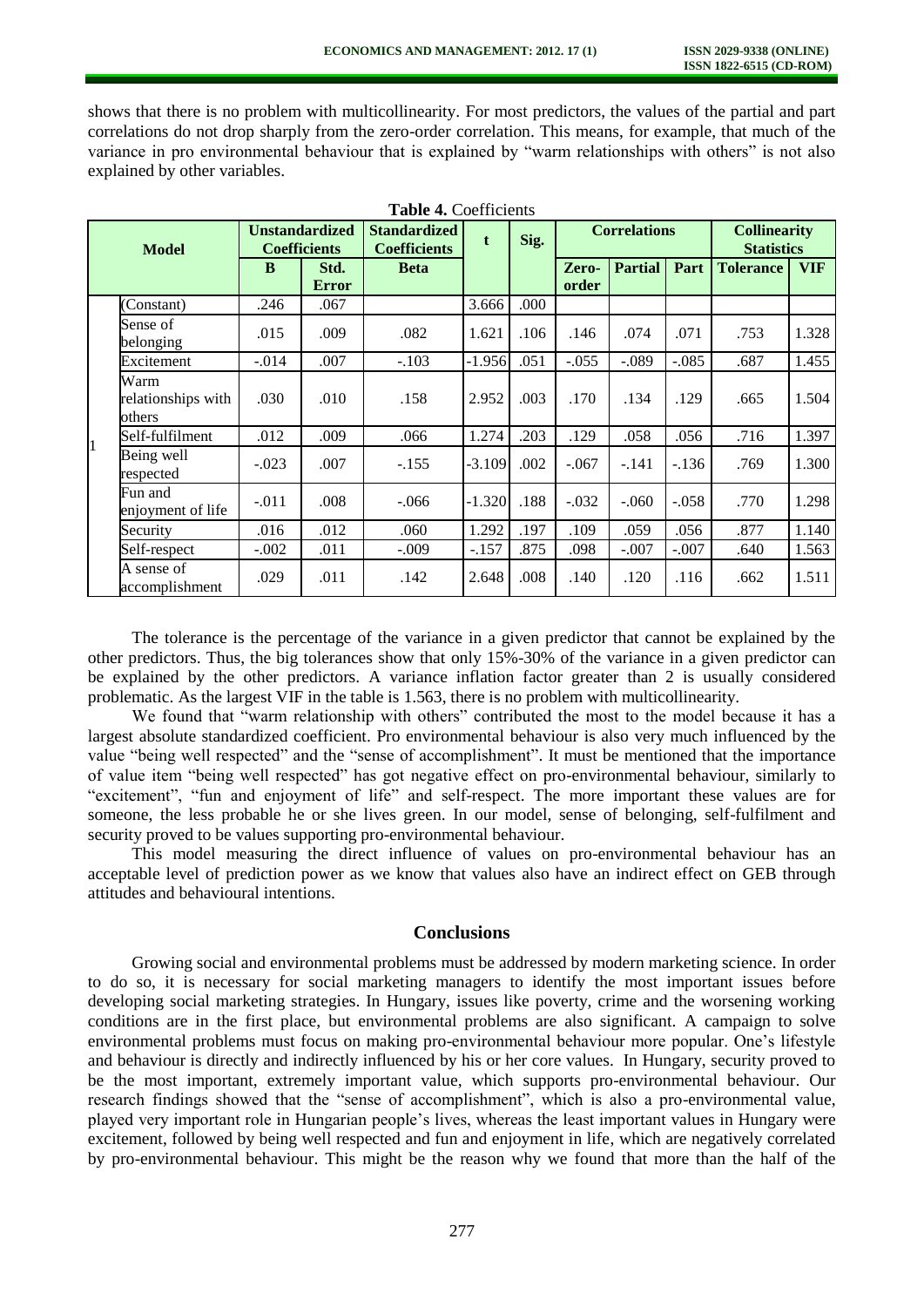shows that there is no problem with multicollinearity. For most predictors, the values of the partial and part correlations do not drop sharply from the zero-order correlation. This means, for example, that much of the variance in pro environmental behaviour that is explained by "warm relationships with others" is not also explained by other variables.

**Table 4.** Coefficients

| Model | | Unstandardized Coefficients | | Standardized Coefficients | t | Sig. | Correlations | | | Collinearity Statistics | |
|---|---|---|---|---|---|---|---|---|---|---|---|
| | | B | Std. Error | Beta | | | Zero-order | Partial | Part | Tolerance | VIF |
| 1 | (Constant) | .246 | .067 | | 3.666 | .000 | | | | | |
| | Sense of belonging | .015 | .009 | .082 | 1.621 | .106 | .146 | .074 | .071 | .753 | 1.328 |
| | Excitement | -.014 | .007 | -.103 | -1.956 | .051 | -.055 | -.089 | -.085 | .687 | 1.455 |
| | Warm relationships with others | .030 | .010 | .158 | 2.952 | .003 | .170 | .134 | .129 | .665 | 1.504 |
| | Self-fulfilment | .012 | .009 | .066 | 1.274 | .203 | .129 | .058 | .056 | .716 | 1.397 |
| | Being well respected | -.023 | .007 | -.155 | -3.109 | .002 | -.067 | -.141 | -.136 | .769 | 1.300 |
| | Fun and enjoyment of life | -.011 | .008 | -.066 | -1.320 | .188 | -.032 | -.060 | -.058 | .770 | 1.298 |
| | Security | .016 | .012 | .060 | 1.292 | .197 | .109 | .059 | .056 | .877 | 1.140 |
| | Self-respect | -.002 | .011 | -.009 | -.157 | .875 | .098 | -.007 | -.007 | .640 | 1.563 |
| | A sense of accomplishment | .029 | .011 | .142 | 2.648 | .008 | .140 | .120 | .116 | .662 | 1.511 |

The tolerance is the percentage of the variance in a given predictor that cannot be explained by the other predictors. Thus, the big tolerances show that only 15%-30% of the variance in a given predictor can be explained by the other predictors. A variance inflation factor greater than 2 is usually considered problematic. As the largest VIF in the table is 1.563, there is no problem with multicollinearity.

We found that "warm relationship with others" contributed the most to the model because it has a largest absolute standardized coefficient. Pro environmental behaviour is also very much influenced by the value "being well respected" and the "sense of accomplishment". It must be mentioned that the importance of value item "being well respected" has got negative effect on pro-environmental behaviour, similarly to "excitement", "fun and enjoyment of life" and self-respect. The more important these values are for someone, the less probable he or she lives green. In our model, sense of belonging, self-fulfilment and security proved to be values supporting pro-environmental behaviour.

This model measuring the direct influence of values on pro-environmental behaviour has an acceptable level of prediction power as we know that values also have an indirect effect on GEB through attitudes and behavioural intentions.

## Conclusions

Growing social and environmental problems must be addressed by modern marketing science. In order to do so, it is necessary for social marketing managers to identify the most important issues before developing social marketing strategies. In Hungary, issues like poverty, crime and the worsening working conditions are in the first place, but environmental problems are also significant. A campaign to solve environmental problems must focus on making pro-environmental behaviour more popular. One's lifestyle and behaviour is directly and indirectly influenced by his or her core values. In Hungary, security proved to be the most important, extremely important value, which supports pro-environmental behaviour. Our research findings showed that the "sense of accomplishment", which is also a pro-environmental value, played very important role in Hungarian people's lives, whereas the least important values in Hungary were excitement, followed by being well respected and fun and enjoyment in life, which are negatively correlated by pro-environmental behaviour. This might be the reason why we found that more than the half of the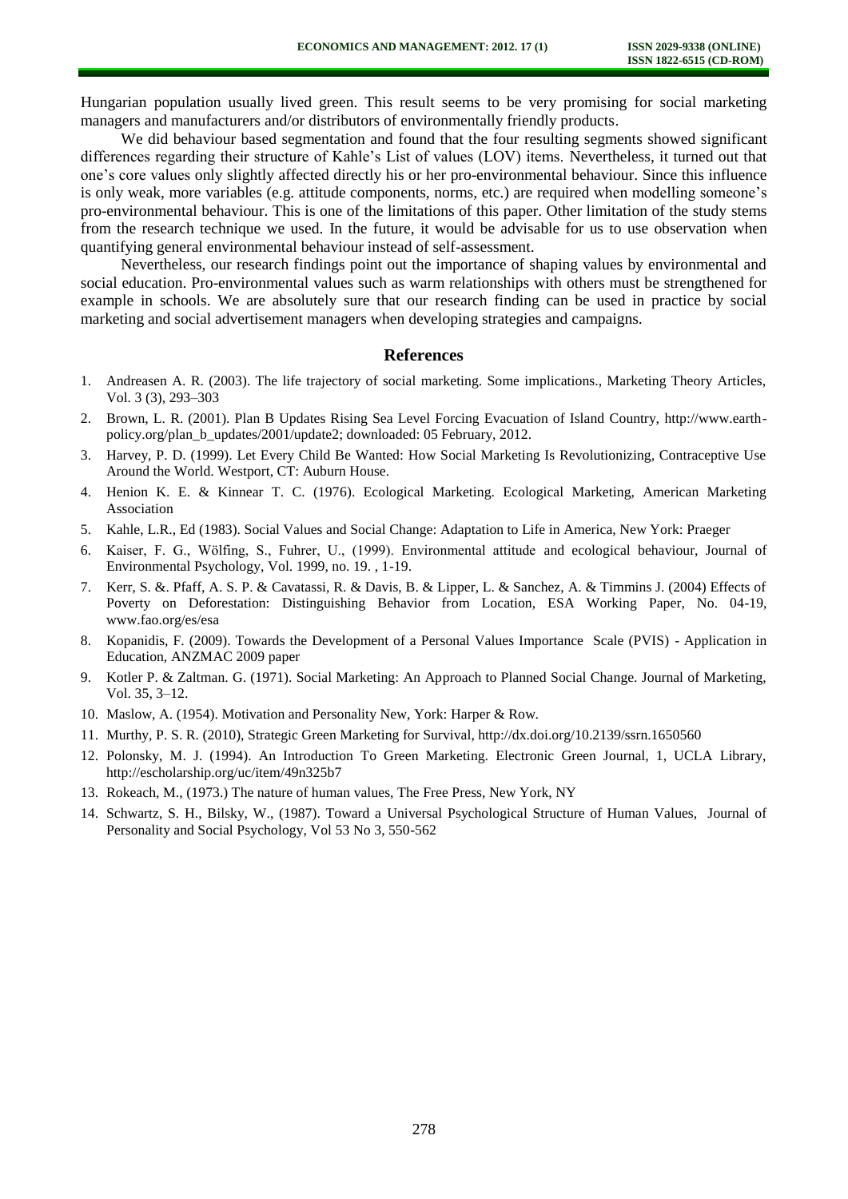Hungarian population usually lived green. This result seems to be very promising for social marketing managers and manufacturers and/or distributors of environmentally friendly products.

We did behaviour based segmentation and found that the four resulting segments showed significant differences regarding their structure of Kahle's List of values (LOV) items. Nevertheless, it turned out that one's core values only slightly affected directly his or her pro-environmental behaviour. Since this influence is only weak, more variables (e.g. attitude components, norms, etc.) are required when modelling someone's pro-environmental behaviour. This is one of the limitations of this paper. Other limitation of the study stems from the research technique we used. In the future, it would be advisable for us to use observation when quantifying general environmental behaviour instead of self-assessment.

Nevertheless, our research findings point out the importance of shaping values by environmental and social education. Pro-environmental values such as warm relationships with others must be strengthened for example in schools. We are absolutely sure that our research finding can be used in practice by social marketing and social advertisement managers when developing strategies and campaigns.

## References

1. Andreasen A. R. (2003). The life trajectory of social marketing. Some implications., Marketing Theory Articles, Vol. 3 (3), 293–303
2. Brown, L. R. (2001). Plan B Updates Rising Sea Level Forcing Evacuation of Island Country, http://www.earth-policy.org/plan_b_updates/2001/update2; downloaded: 05 February, 2012.
3. Harvey, P. D. (1999). Let Every Child Be Wanted: How Social Marketing Is Revolutionizing, Contraceptive Use Around the World. Westport, CT: Auburn House.
4. Henion K. E. & Kinnear T. C. (1976). Ecological Marketing. Ecological Marketing, American Marketing Association
5. Kahle, L.R., Ed (1983). Social Values and Social Change: Adaptation to Life in America, New York: Praeger
6. Kaiser, F. G., Wölfing, S., Fuhrer, U., (1999). Environmental attitude and ecological behaviour, Journal of Environmental Psychology, Vol. 1999, no. 19. , 1-19.
7. Kerr, S. &. Pfaff, A. S. P. & Cavatassi, R. & Davis, B. & Lipper, L. & Sanchez, A. & Timmins J. (2004) Effects of Poverty on Deforestation: Distinguishing Behavior from Location, ESA Working Paper, No. 04-19, www.fao.org/es/esa
8. Kopanidis, F. (2009). Towards the Development of a Personal Values Importance Scale (PVIS) - Application in Education, ANZMAC 2009 paper
9. Kotler P. & Zaltman. G. (1971). Social Marketing: An Approach to Planned Social Change. Journal of Marketing, Vol. 35, 3–12.
10. Maslow, A. (1954). Motivation and Personality New, York: Harper & Row.
11. Murthy, P. S. R. (2010), Strategic Green Marketing for Survival, http://dx.doi.org/10.2139/ssrn.1650560
12. Polonsky, M. J. (1994). An Introduction To Green Marketing. Electronic Green Journal, 1, UCLA Library, http://escholarship.org/uc/item/49n325b7
13. Rokeach, M., (1973.) The nature of human values, The Free Press, New York, NY
14. Schwartz, S. H., Bilsky, W., (1987). Toward a Universal Psychological Structure of Human Values, Journal of Personality and Social Psychology, Vol 53 No 3, 550-562